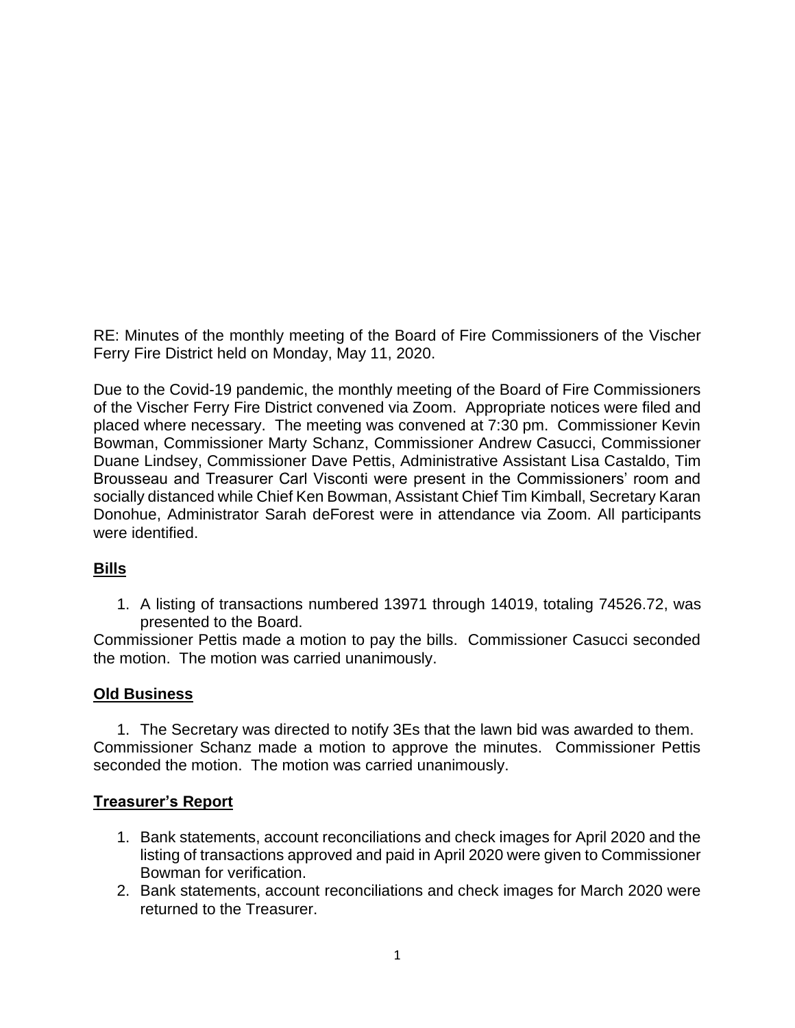RE: Minutes of the monthly meeting of the Board of Fire Commissioners of the Vischer Ferry Fire District held on Monday, May 11, 2020.

Due to the Covid-19 pandemic, the monthly meeting of the Board of Fire Commissioners of the Vischer Ferry Fire District convened via Zoom. Appropriate notices were filed and placed where necessary. The meeting was convened at 7:30 pm. Commissioner Kevin Bowman, Commissioner Marty Schanz, Commissioner Andrew Casucci, Commissioner Duane Lindsey, Commissioner Dave Pettis, Administrative Assistant Lisa Castaldo, Tim Brousseau and Treasurer Carl Visconti were present in the Commissioners' room and socially distanced while Chief Ken Bowman, Assistant Chief Tim Kimball, Secretary Karan Donohue, Administrator Sarah deForest were in attendance via Zoom. All participants were identified.

## **Bills**

1. A listing of transactions numbered 13971 through 14019, totaling 74526.72, was presented to the Board.

Commissioner Pettis made a motion to pay the bills. Commissioner Casucci seconded the motion. The motion was carried unanimously.

## **Old Business**

1. The Secretary was directed to notify 3Es that the lawn bid was awarded to them.

Commissioner Schanz made a motion to approve the minutes. Commissioner Pettis seconded the motion. The motion was carried unanimously.

## **Treasurer's Report**

1. Bank statements, account reconciliations and check images for April 2020 and the listing of transactions approved and paid in April 2020 were given to Commissioner Bowman for verification.
2. Bank statements, account reconciliations and check images for March 2020 were returned to the Treasurer.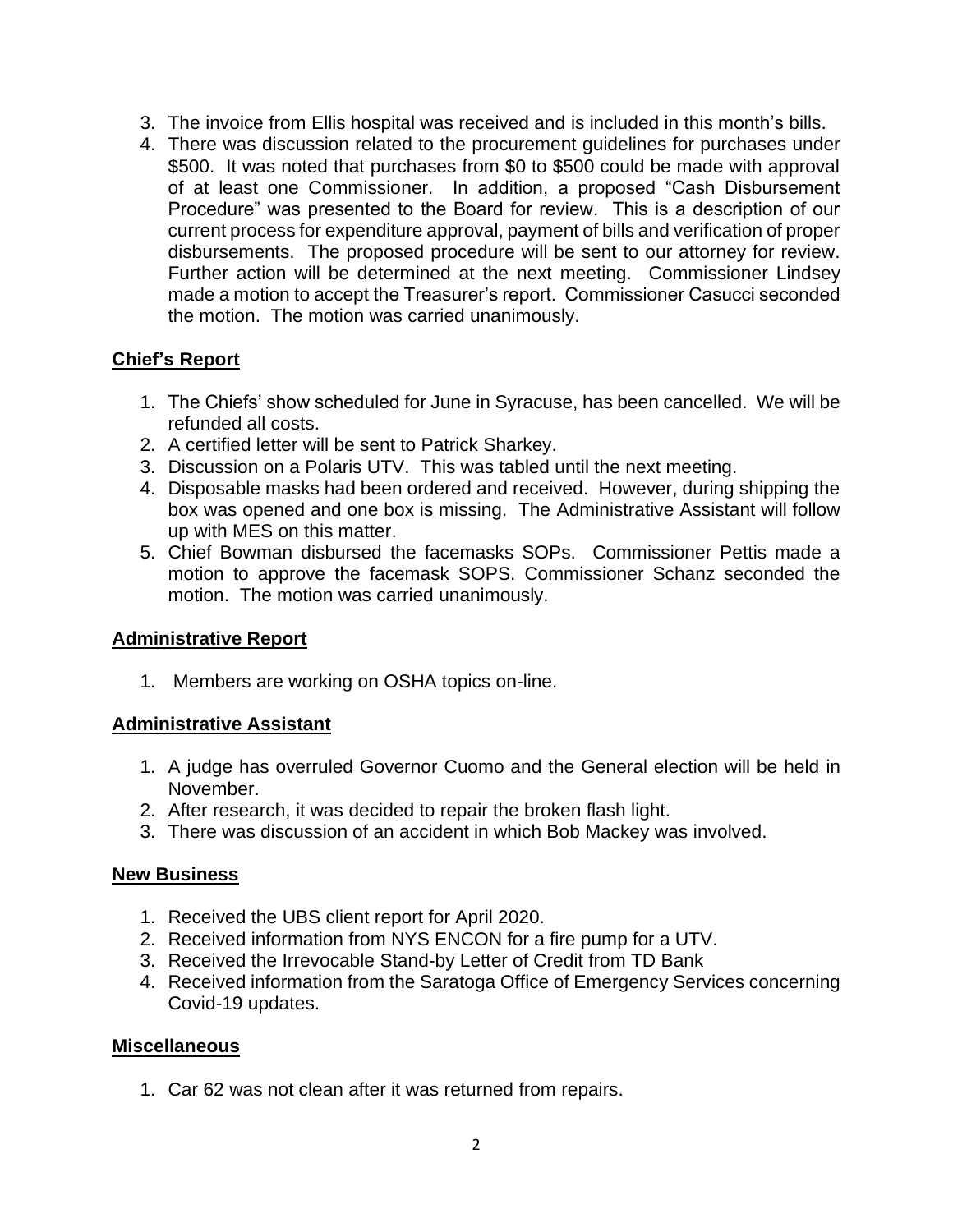3. The invoice from Ellis hospital was received and is included in this month's bills.
4. There was discussion related to the procurement guidelines for purchases under \$500. It was noted that purchases from \$0 to \$500 could be made with approval of at least one Commissioner. In addition, a proposed "Cash Disbursement Procedure" was presented to the Board for review. This is a description of our current process for expenditure approval, payment of bills and verification of proper disbursements. The proposed procedure will be sent to our attorney for review. Further action will be determined at the next meeting. Commissioner Lindsey made a motion to accept the Treasurer's report. Commissioner Casucci seconded the motion. The motion was carried unanimously.

## Chief's Report

1. The Chiefs' show scheduled for June in Syracuse, has been cancelled. We will be refunded all costs.
2. A certified letter will be sent to Patrick Sharkey.
3. Discussion on a Polaris UTV. This was tabled until the next meeting.
4. Disposable masks had been ordered and received. However, during shipping the box was opened and one box is missing. The Administrative Assistant will follow up with MES on this matter.
5. Chief Bowman disbursed the facemasks SOPs. Commissioner Pettis made a motion to approve the facemask SOPS. Commissioner Schanz seconded the motion. The motion was carried unanimously.

## Administrative Report

1. Members are working on OSHA topics on-line.

## Administrative Assistant

1. A judge has overruled Governor Cuomo and the General election will be held in November.
2. After research, it was decided to repair the broken flash light.
3. There was discussion of an accident in which Bob Mackey was involved.

## New Business

1. Received the UBS client report for April 2020.
2. Received information from NYS ENCON for a fire pump for a UTV.
3. Received the Irrevocable Stand-by Letter of Credit from TD Bank
4. Received information from the Saratoga Office of Emergency Services concerning Covid-19 updates.

## Miscellaneous

1. Car 62 was not clean after it was returned from repairs.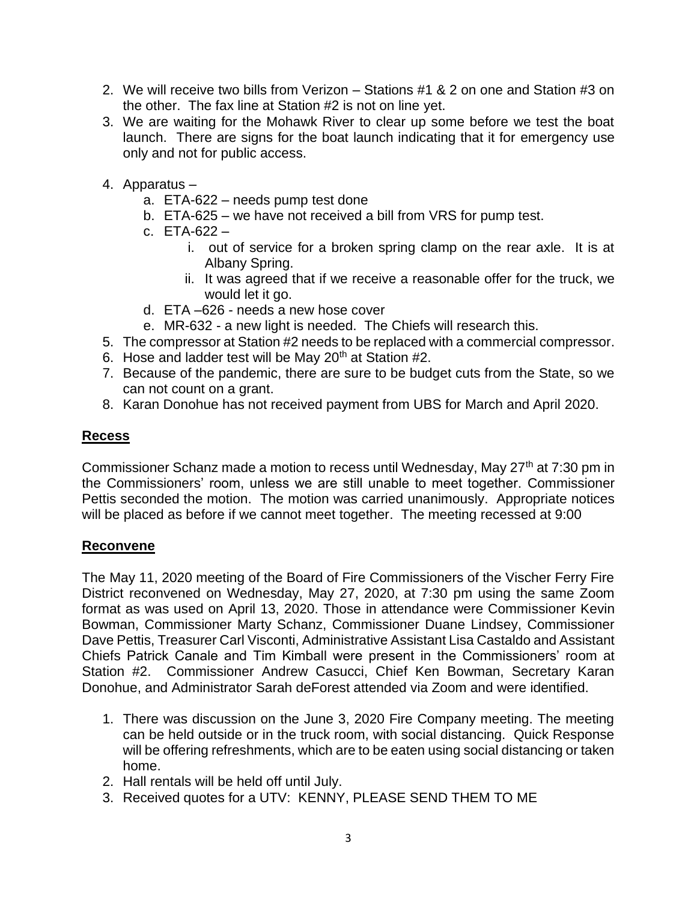2. We will receive two bills from Verizon – Stations #1 & 2 on one and Station #3 on the other. The fax line at Station #2 is not on line yet.
3. We are waiting for the Mohawk River to clear up some before we test the boat launch. There are signs for the boat launch indicating that it for emergency use only and not for public access.
4. Apparatus –
   a. ETA-622 – needs pump test done
   b. ETA-625 – we have not received a bill from VRS for pump test.
   c. ETA-622 –
      i. out of service for a broken spring clamp on the rear axle. It is at Albany Spring.
      ii. It was agreed that if we receive a reasonable offer for the truck, we would let it go.
   d. ETA –626 - needs a new hose cover
   e. MR-632 - a new light is needed. The Chiefs will research this.
5. The compressor at Station #2 needs to be replaced with a commercial compressor.
6. Hose and ladder test will be May 20th at Station #2.
7. Because of the pandemic, there are sure to be budget cuts from the State, so we can not count on a grant.
8. Karan Donohue has not received payment from UBS for March and April 2020.

## Recess

Commissioner Schanz made a motion to recess until Wednesday, May 27th at 7:30 pm in the Commissioners' room, unless we are still unable to meet together. Commissioner Pettis seconded the motion. The motion was carried unanimously. Appropriate notices will be placed as before if we cannot meet together. The meeting recessed at 9:00

## Reconvene

The May 11, 2020 meeting of the Board of Fire Commissioners of the Vischer Ferry Fire District reconvened on Wednesday, May 27, 2020, at 7:30 pm using the same Zoom format as was used on April 13, 2020. Those in attendance were Commissioner Kevin Bowman, Commissioner Marty Schanz, Commissioner Duane Lindsey, Commissioner Dave Pettis, Treasurer Carl Visconti, Administrative Assistant Lisa Castaldo and Assistant Chiefs Patrick Canale and Tim Kimball were present in the Commissioners' room at Station #2. Commissioner Andrew Casucci, Chief Ken Bowman, Secretary Karan Donohue, and Administrator Sarah deForest attended via Zoom and were identified.

1. There was discussion on the June 3, 2020 Fire Company meeting. The meeting can be held outside or in the truck room, with social distancing. Quick Response will be offering refreshments, which are to be eaten using social distancing or taken home.
2. Hall rentals will be held off until July.
3. Received quotes for a UTV: KENNY, PLEASE SEND THEM TO ME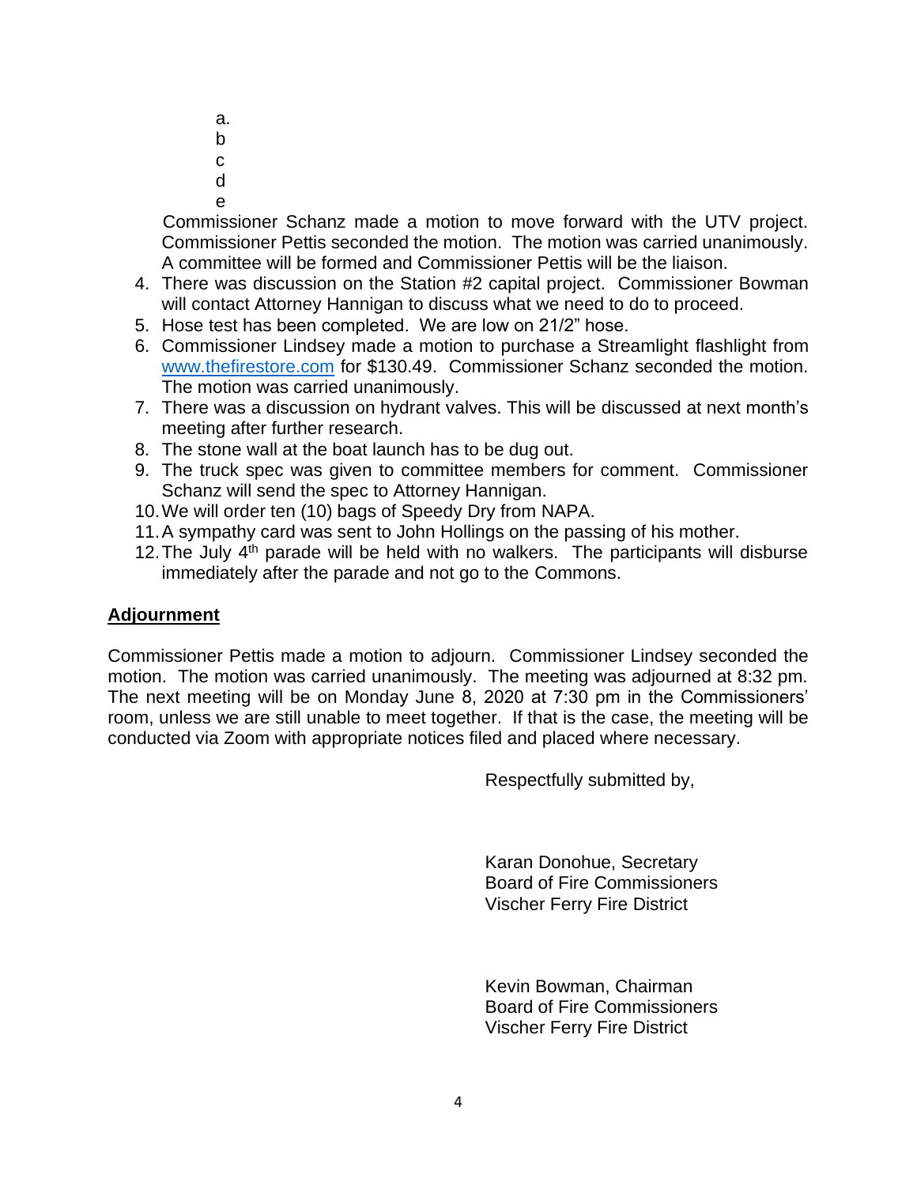a.
b
c
d
e

Commissioner Schanz made a motion to move forward with the UTV project. Commissioner Pettis seconded the motion. The motion was carried unanimously. A committee will be formed and Commissioner Pettis will be the liaison.

4. There was discussion on the Station #2 capital project. Commissioner Bowman will contact Attorney Hannigan to discuss what we need to do to proceed.
5. Hose test has been completed. We are low on 21/2" hose.
6. Commissioner Lindsey made a motion to purchase a Streamlight flashlight from www.thefirestore.com for $130.49. Commissioner Schanz seconded the motion. The motion was carried unanimously.
7. There was a discussion on hydrant valves. This will be discussed at next month's meeting after further research.
8. The stone wall at the boat launch has to be dug out.
9. The truck spec was given to committee members for comment. Commissioner Schanz will send the spec to Attorney Hannigan.
10. We will order ten (10) bags of Speedy Dry from NAPA.
11. A sympathy card was sent to John Hollings on the passing of his mother.
12. The July 4th parade will be held with no walkers. The participants will disburse immediately after the parade and not go to the Commons.

**Adjournment**

Commissioner Pettis made a motion to adjourn. Commissioner Lindsey seconded the motion. The motion was carried unanimously. The meeting was adjourned at 8:32 pm. The next meeting will be on Monday June 8, 2020 at 7:30 pm in the Commissioners' room, unless we are still unable to meet together. If that is the case, the meeting will be conducted via Zoom with appropriate notices filed and placed where necessary.

Respectfully submitted by,

Karan Donohue, Secretary
Board of Fire Commissioners
Vischer Ferry Fire District

Kevin Bowman, Chairman
Board of Fire Commissioners
Vischer Ferry Fire District